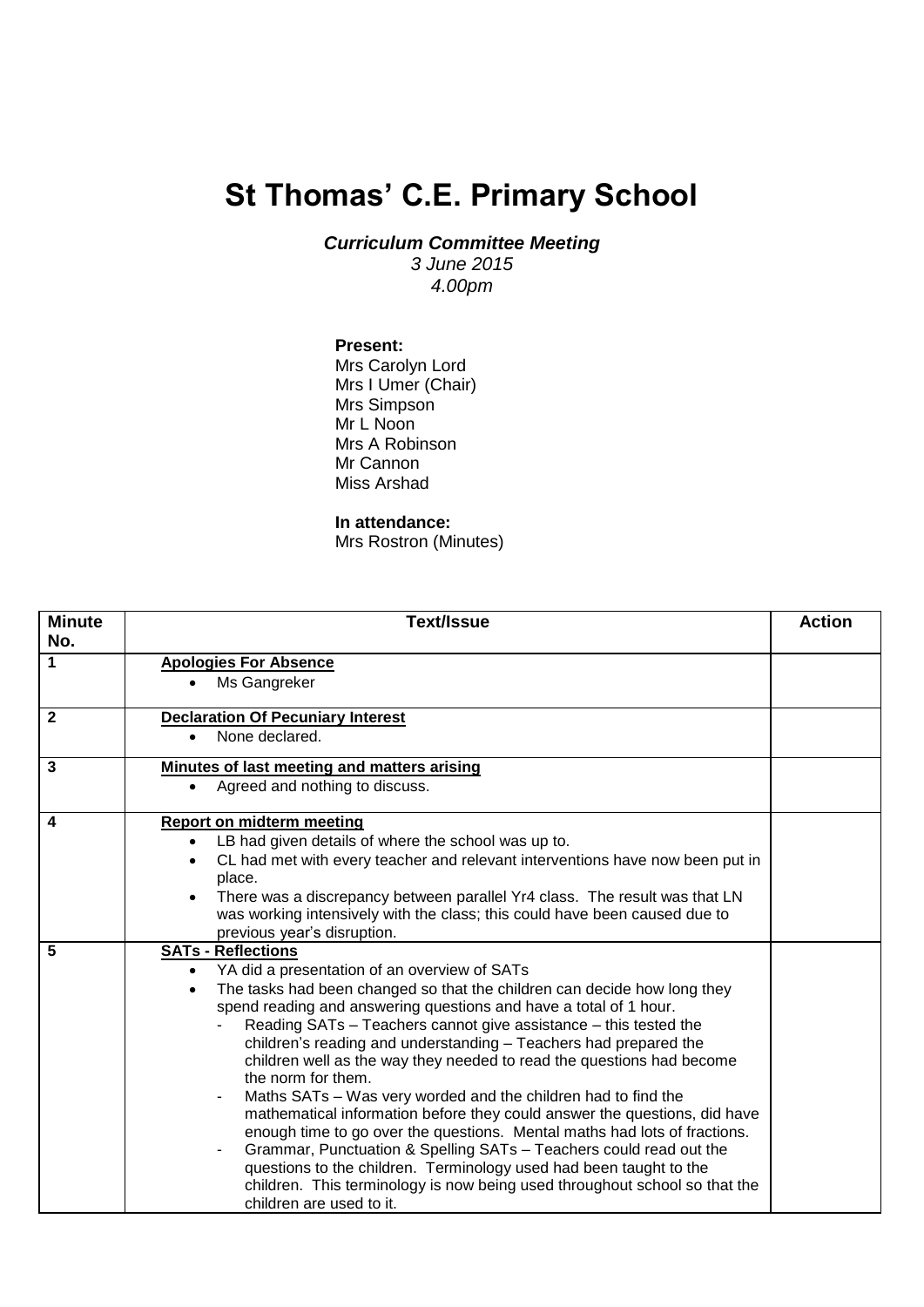# St Thomas' C.E. Primary School

***Curriculum Committee Meeting***

*3 June 2015*

*4.00pm*

**Present:**
Mrs Carolyn Lord
Mrs I Umer (Chair)
Mrs Simpson
Mr L Noon
Mrs A Robinson
Mr Cannon
Miss Arshad

**In attendance:**
Mrs Rostron (Minutes)

| Minute No. | Text/Issue | Action |
|---|---|---|
| 1 | **<u>Apologies For Absence</u>**<br>• Ms Gangreker | |
| 2 | **<u>Declaration Of Pecuniary Interest</u>**<br>• None declared. | |
| 3 | **<u>Minutes of last meeting and matters arising</u>**<br>• Agreed and nothing to discuss. | |
| 4 | **<u>Report on midterm meeting</u>**<br>• LB had given details of where the school was up to.<br>• CL had met with every teacher and relevant interventions have now been put in place.<br>• There was a discrepancy between parallel Yr4 class. The result was that LN was working intensively with the class; this could have been caused due to previous year's disruption. | |
| 5 | **<u>SATs - Reflections</u>**<br>• YA did a presentation of an overview of SATs<br>• The tasks had been changed so that the children can decide how long they spend reading and answering questions and have a total of 1 hour.<br>- Reading SATs – Teachers cannot give assistance – this tested the children's reading and understanding – Teachers had prepared the children well as the way they needed to read the questions had become the norm for them.<br>- Maths SATs – Was very worded and the children had to find the mathematical information before they could answer the questions, did have enough time to go over the questions. Mental maths had lots of fractions.<br>- Grammar, Punctuation & Spelling SATs – Teachers could read out the questions to the children. Terminology used had been taught to the children. This terminology is now being used throughout school so that the children are used to it. | |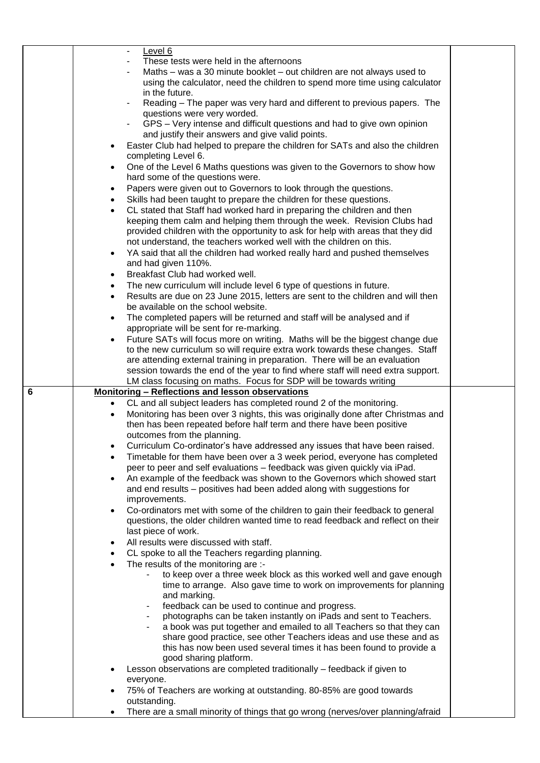| | | | |
|---|---|---|---|
| | | - Level 6<br>- These tests were held in the afternoons<br>- Maths – was a 30 minute booklet – out children are not always used to using the calculator, need the children to spend more time using calculator in the future.<br>- Reading – The paper was very hard and different to previous papers. The questions were very worded.<br>- GPS – Very intense and difficult questions and had to give own opinion and justify their answers and give valid points.<br>• Easter Club had helped to prepare the children for SATs and also the children completing Level 6.<br>• One of the Level 6 Maths questions was given to the Governors to show how hard some of the questions were.<br>• Papers were given out to Governors to look through the questions.<br>• Skills had been taught to prepare the children for these questions.<br>• CL stated that Staff had worked hard in preparing the children and then keeping them calm and helping them through the week. Revision Clubs had provided children with the opportunity to ask for help with areas that they did not understand, the teachers worked well with the children on this.<br>• YA said that all the children had worked really hard and pushed themselves and had given 110%.<br>• Breakfast Club had worked well.<br>• The new curriculum will include level 6 type of questions in future.<br>• Results are due on 23 June 2015, letters are sent to the children and will then be available on the school website.<br>• The completed papers will be returned and staff will be analysed and if appropriate will be sent for re-marking.<br>• Future SATs will focus more on writing. Maths will be the biggest change due to the new curriculum so will require extra work towards these changes. Staff are attending external training in preparation. There will be an evaluation session towards the end of the year to find where staff will need extra support. LM class focusing on maths. Focus for SDP will be towards writing | |
| 6 | | **Monitoring – Reflections and lesson observations**<br>• CL and all subject leaders has completed round 2 of the monitoring.<br>• Monitoring has been over 3 nights, this was originally done after Christmas and then has been repeated before half term and there have been positive outcomes from the planning.<br>• Curriculum Co-ordinator's have addressed any issues that have been raised.<br>• Timetable for them have been over a 3 week period, everyone has completed peer to peer and self evaluations – feedback was given quickly via iPad.<br>• An example of the feedback was shown to the Governors which showed start and end results – positives had been added along with suggestions for improvements.<br>• Co-ordinators met with some of the children to gain their feedback to general questions, the older children wanted time to read feedback and reflect on their last piece of work.<br>• All results were discussed with staff.<br>• CL spoke to all the Teachers regarding planning.<br>• The results of the monitoring are :-<br>- to keep over a three week block as this worked well and gave enough time to arrange. Also gave time to work on improvements for planning and marking.<br>- feedback can be used to continue and progress.<br>- photographs can be taken instantly on iPads and sent to Teachers.<br>- a book was put together and emailed to all Teachers so that they can share good practice, see other Teachers ideas and use these and as this has now been used several times it has been found to provide a good sharing platform.<br>• Lesson observations are completed traditionally – feedback if given to everyone.<br>• 75% of Teachers are working at outstanding. 80-85% are good towards outstanding.<br>• There are a small minority of things that go wrong (nerves/over planning/afraid | |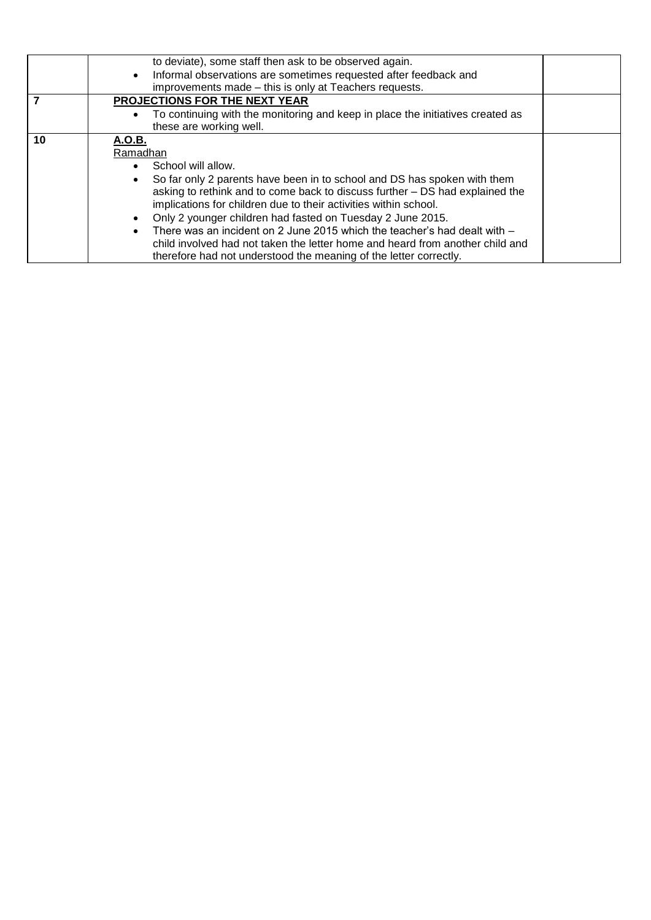| | | |
|---|---|---|
| | to deviate), some staff then ask to be observed again.<br>• Informal observations are sometimes requested after feedback and improvements made – this is only at Teachers requests. | |
| **7** | **<u>PROJECTIONS FOR THE NEXT YEAR</u>**<br>• To continuing with the monitoring and keep in place the initiatives created as these are working well. | |
| **10** | **<u>A.O.B.</u>**<br><u>Ramadhan</u><br>• School will allow.<br>• So far only 2 parents have been in to school and DS has spoken with them asking to rethink and to come back to discuss further – DS had explained the implications for children due to their activities within school.<br>• Only 2 younger children had fasted on Tuesday 2 June 2015.<br>• There was an incident on 2 June 2015 which the teacher's had dealt with – child involved had not taken the letter home and heard from another child and therefore had not understood the meaning of the letter correctly. | |